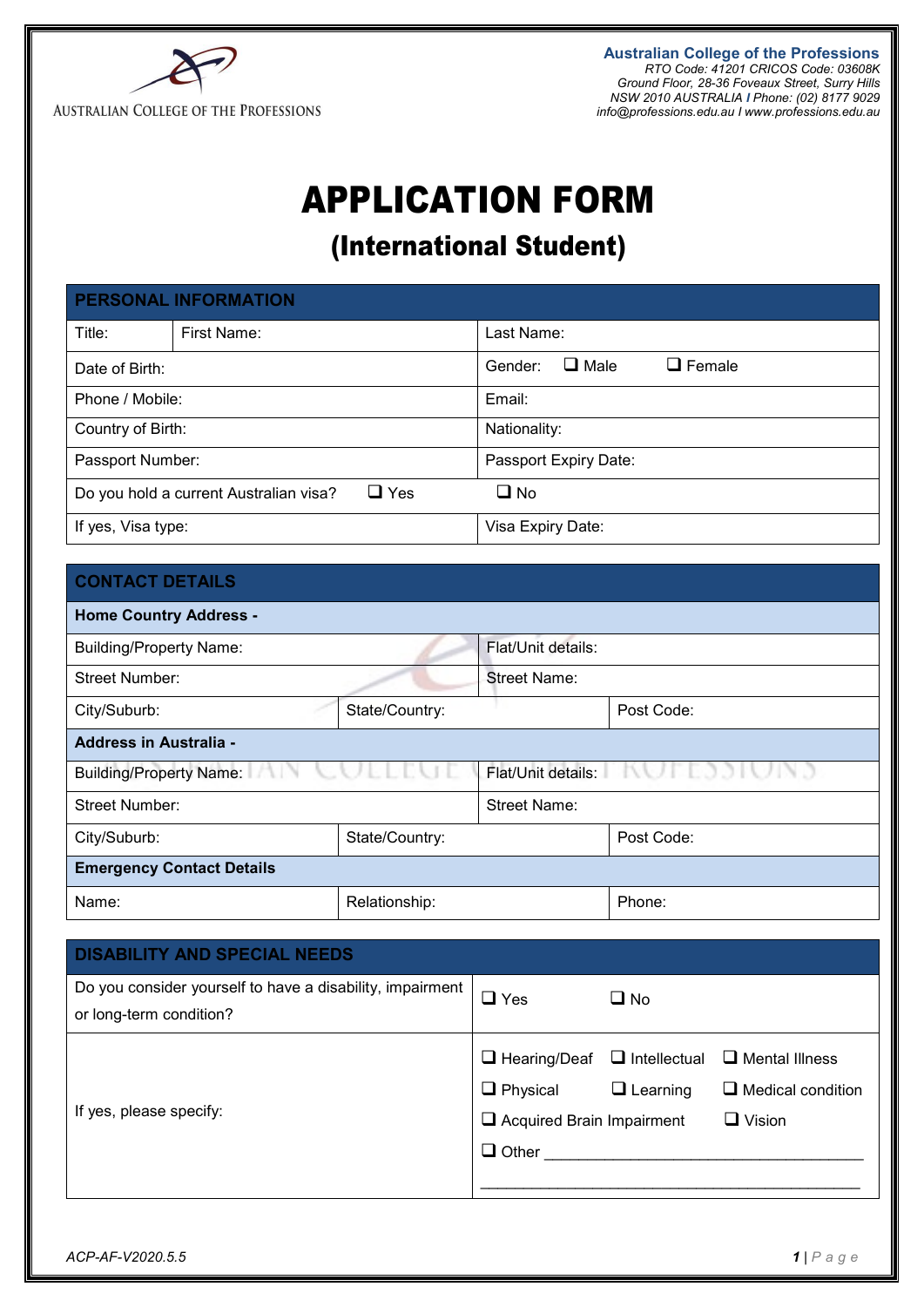AUSTRALIAN COLLEGE OF THE PROFESSIONS

**Australian College of the Professions**
*RTO Code: 41201 CRICOS Code: 03608K*
*Ground Floor, 28-36 Foveaux Street, Surry Hills*
*NSW 2010 AUSTRALIA I Phone: (02) 8177 9029*
*info@professions.edu.au I www.professions.edu.au*

# APPLICATION FORM

## (International Student)

| PERSONAL INFORMATION | | |
|---|---|---|
| Title: | First Name: | Last Name: |
| Date of Birth: | | Gender: ❑ Male ❑ Female |
| Phone / Mobile: | | Email: |
| Country of Birth: | | Nationality: |
| Passport Number: | | Passport Expiry Date: |
| Do you hold a current Australian visa? ❑ Yes | | ❑ No |
| If yes, Visa type: | | Visa Expiry Date: |

| CONTACT DETAILS | | |
|---|---|---|
| **Home Country Address -** | | |
| Building/Property Name: | | Flat/Unit details: |
| Street Number: | | Street Name: |
| City/Suburb: | State/Country: | Post Code: |
| **Address in Australia -** | | |
| Building/Property Name: | | Flat/Unit details: |
| Street Number: | | Street Name: |
| City/Suburb: | State/Country: | Post Code: |
| **Emergency Contact Details** | | |
| Name: | Relationship: | Phone: |

| DISABILITY AND SPECIAL NEEDS | |
|---|---|
| Do you consider yourself to have a disability, impairment or long-term condition? | ❑ Yes ❑ No |
| If yes, please specify: | ❑ Hearing/Deaf ❑ Intellectual ❑ Mental Illness<br>❑ Physical ❑ Learning ❑ Medical condition<br>❑ Acquired Brain Impairment ❑ Vision<br>❑ Other ____________________________________<br>____________________________________________ |

ACP-AF-V2020.5.5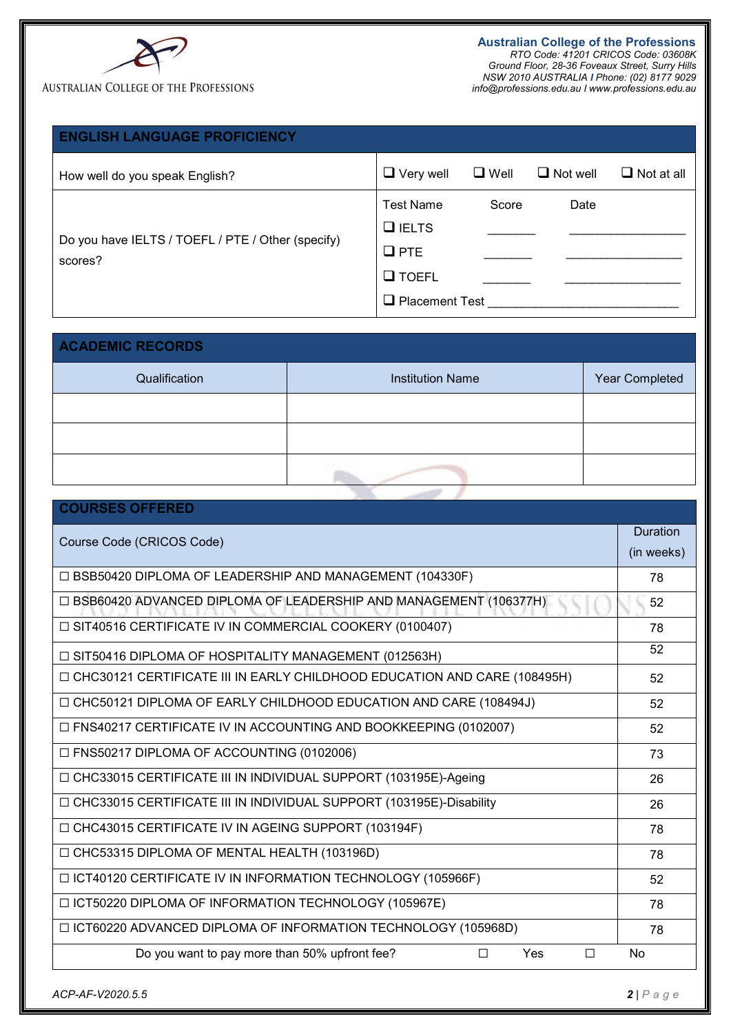**Australian College of the Professions**
*RTO Code: 41201 CRICOS Code: 03608K*
*Ground Floor, 28-36 Foveaux Street, Surry Hills*
*NSW 2010 AUSTRALIA I Phone: (02) 8177 9029*
*info@professions.edu.au I www.professions.edu.au*

## ENGLISH LANGUAGE PROFICIENCY

| | |
|---|---|
| How well do you speak English? | ❑ Very well ❑ Well ❑ Not well ❑ Not at all |
| Do you have IELTS / TOEFL / PTE / Other (specify) scores? | Test Name Score Date<br>❑ IELTS _______ _________________<br>❑ PTE _______ _________________<br>❑ TOEFL _______ _________________<br>❑ Placement Test ____________________________ |

## ACADEMIC RECORDS

| Qualification | Institution Name | Year Completed |
|---|---|---|
| | | |
| | | |
| | | |

## COURSES OFFERED

| Course Code (CRICOS Code) | Duration (in weeks) |
|---|---|
| ☐ BSB50420 DIPLOMA OF LEADERSHIP AND MANAGEMENT (104330F) | 78 |
| ☐ BSB60420 ADVANCED DIPLOMA OF LEADERSHIP AND MANAGEMENT (106377H) | 52 |
| ☐ SIT40516 CERTIFICATE IV IN COMMERCIAL COOKERY (0100407) | 78 |
| ☐ SIT50416 DIPLOMA OF HOSPITALITY MANAGEMENT (012563H) | 52 |
| ☐ CHC30121 CERTIFICATE III IN EARLY CHILDHOOD EDUCATION AND CARE (108495H) | 52 |
| ☐ CHC50121 DIPLOMA OF EARLY CHILDHOOD EDUCATION AND CARE (108494J) | 52 |
| ☐ FNS40217 CERTIFICATE IV IN ACCOUNTING AND BOOKKEEPING (0102007) | 52 |
| ☐ FNS50217 DIPLOMA OF ACCOUNTING (0102006) | 73 |
| ☐ CHC33015 CERTIFICATE III IN INDIVIDUAL SUPPORT (103195E)-Ageing | 26 |
| ☐ CHC33015 CERTIFICATE III IN INDIVIDUAL SUPPORT (103195E)-Disability | 26 |
| ☐ CHC43015 CERTIFICATE IV IN AGEING SUPPORT (103194F) | 78 |
| ☐ CHC53315 DIPLOMA OF MENTAL HEALTH (103196D) | 78 |
| ☐ ICT40120 CERTIFICATE IV IN INFORMATION TECHNOLOGY (105966F) | 52 |
| ☐ ICT50220 DIPLOMA OF INFORMATION TECHNOLOGY (105967E) | 78 |
| ☐ ICT60220 ADVANCED DIPLOMA OF INFORMATION TECHNOLOGY (105968D) | 78 |
| Do you want to pay more than 50% upfront fee? ☐ Yes ☐ No | |

*ACP-AF-V2020.5.5*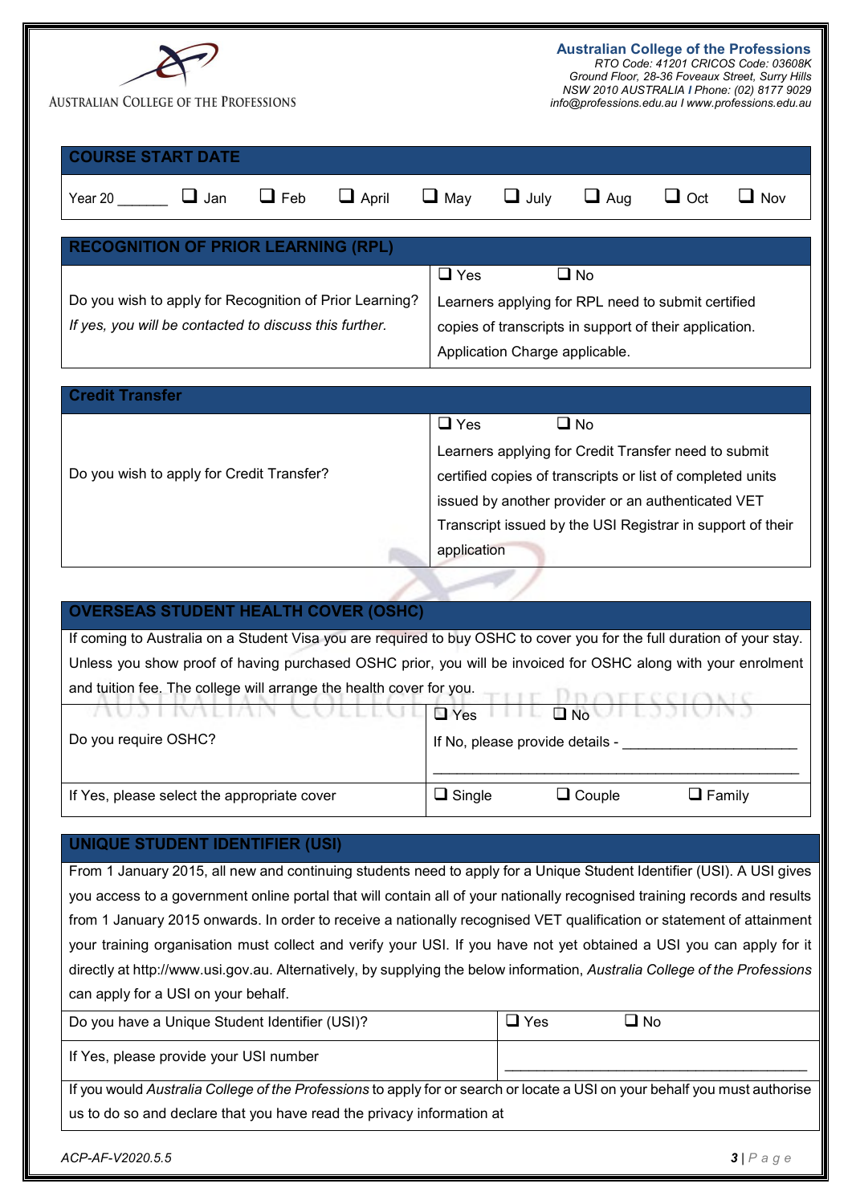**Australian College of the Professions**
*RTO Code: 41201 CRICOS Code: 03608K*
*Ground Floor, 28-36 Foveaux Street, Surry Hills*
*NSW 2010 AUSTRALIA I Phone: (02) 8177 9029*
*info@professions.edu.au I www.professions.edu.au*

## COURSE START DATE

| Year 20 _______ | ❑ Jan | ❑ Feb | ❑ April | ❑ May | ❑ July | ❑ Aug | ❑ Oct | ❑ Nov |
|---|---|---|---|---|---|---|---|---|

## RECOGNITION OF PRIOR LEARNING (RPL)

| | |
|---|---|
| Do you wish to apply for Recognition of Prior Learning? *If yes, you will be contacted to discuss this further.* | ❑ Yes ❑ No Learners applying for RPL need to submit certified copies of transcripts in support of their application. Application Charge applicable. |

## Credit Transfer

| | |
|---|---|
| Do you wish to apply for Credit Transfer? | ❑ Yes ❑ No Learners applying for Credit Transfer need to submit certified copies of transcripts or list of completed units issued by another provider or an authenticated VET Transcript issued by the USI Registrar in support of their application |

## OVERSEAS STUDENT HEALTH COVER (OSHC)

If coming to Australia on a Student Visa you are required to buy OSHC to cover you for the full duration of your stay. Unless you show proof of having purchased OSHC prior, you will be invoiced for OSHC along with your enrolment and tuition fee. The college will arrange the health cover for you.

| | | | |
|---|---|---|---|
| Do you require OSHC? | ❑ Yes ❑ No If No, please provide details - ______________________ ______________________________________________ | | |
| If Yes, please select the appropriate cover | ❑ Single | ❑ Couple | ❑ Family |

## UNIQUE STUDENT IDENTIFIER (USI)

From 1 January 2015, all new and continuing students need to apply for a Unique Student Identifier (USI). A USI gives you access to a government online portal that will contain all of your nationally recognised training records and results from 1 January 2015 onwards. In order to receive a nationally recognised VET qualification or statement of attainment your training organisation must collect and verify your USI. If you have not yet obtained a USI you can apply for it directly at http://www.usi.gov.au. Alternatively, by supplying the below information, *Australia College of the Professions* can apply for a USI on your behalf.

| | | |
|---|---|---|
| Do you have a Unique Student Identifier (USI)? | ❑ Yes | ❑ No |
| If Yes, please provide your USI number | ________________________________________ | |

If you would *Australia College of the Professions* to apply for or search or locate a USI on your behalf you must authorise us to do so and declare that you have read the privacy information at

ACP-AF-V2020.5.5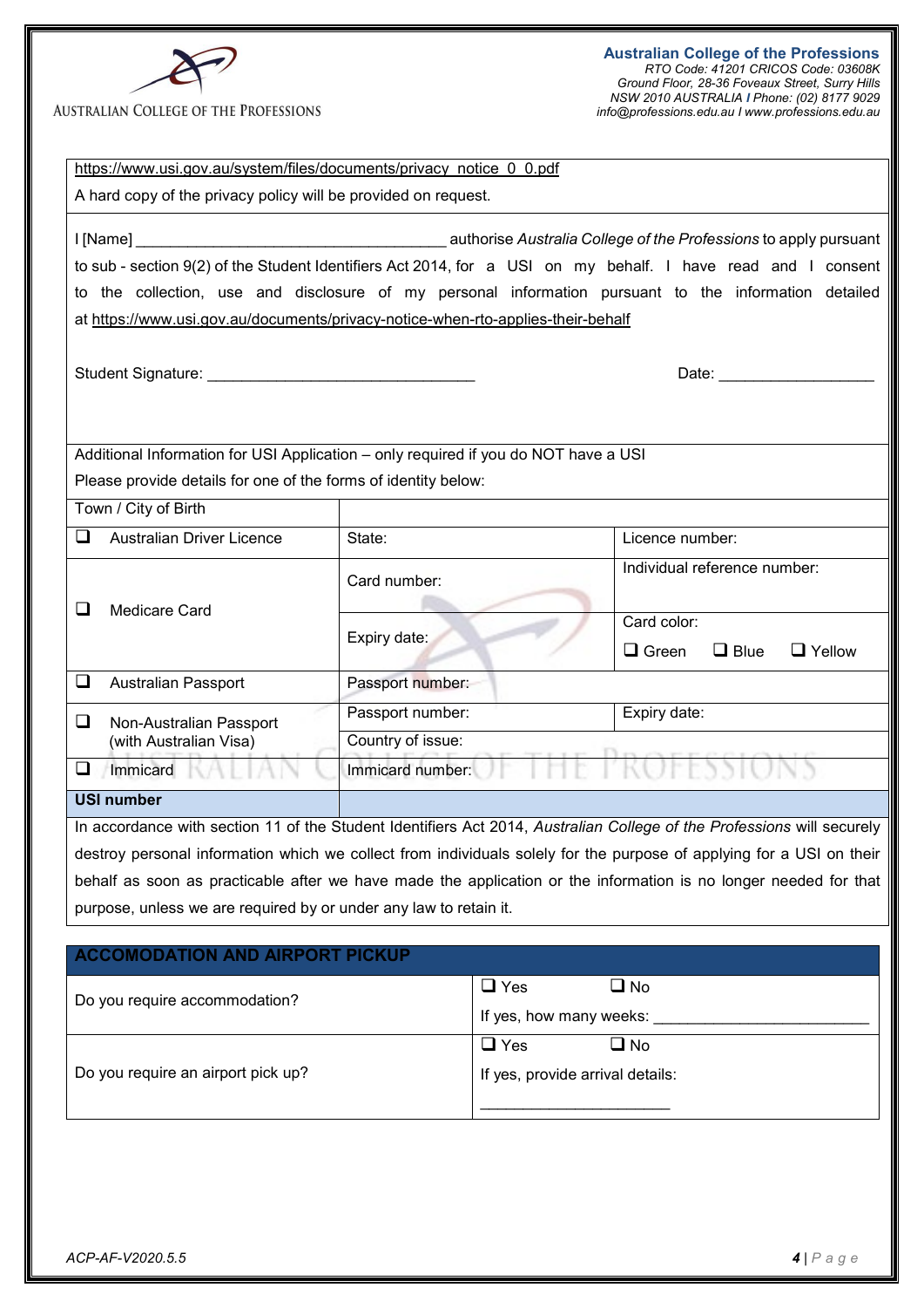https://www.usi.gov.au/system/files/documents/privacy_notice_0_0.pdf

A hard copy of the privacy policy will be provided on request.

I [Name] ____________________________________ authorise *Australia College of the Professions* to apply pursuant to sub - section 9(2) of the Student Identifiers Act 2014, for a USI on my behalf. I have read and I consent to the collection, use and disclosure of my personal information pursuant to the information detailed at https://www.usi.gov.au/documents/privacy-notice-when-rto-applies-their-behalf

Student Signature: ________________________________ Date: ___________________

Additional Information for USI Application – only required if you do NOT have a USI

Please provide details for one of the forms of identity below:

| Town / City of Birth | | |
|---|---|---|
| ❑ Australian Driver Licence | State: | Licence number: |
| ❑ Medicare Card | Card number: | Individual reference number: |
| | Expiry date: | Card color: ❑ Green ❑ Blue ❑ Yellow |
| ❑ Australian Passport | Passport number: | |
| ❑ Non-Australian Passport (with Australian Visa) | Passport number: | Expiry date: |
| | Country of issue: | |
| ❑ Immicard | Immicard number: | |
| **USI number** | | |

In accordance with section 11 of the Student Identifiers Act 2014, *Australian College of the Professions* will securely destroy personal information which we collect from individuals solely for the purpose of applying for a USI on their behalf as soon as practicable after we have made the application or the information is no longer needed for that purpose, unless we are required by or under any law to retain it.

| ACCOMODATION AND AIRPORT PICKUP | |
|---|---|
| Do you require accommodation? | ❑ Yes ❑ No<br>If yes, how many weeks: ________________________ |
| Do you require an airport pick up? | ❑ Yes ❑ No<br>If yes, provide arrival details:<br>______________________ |

ACP-AF-V2020.5.5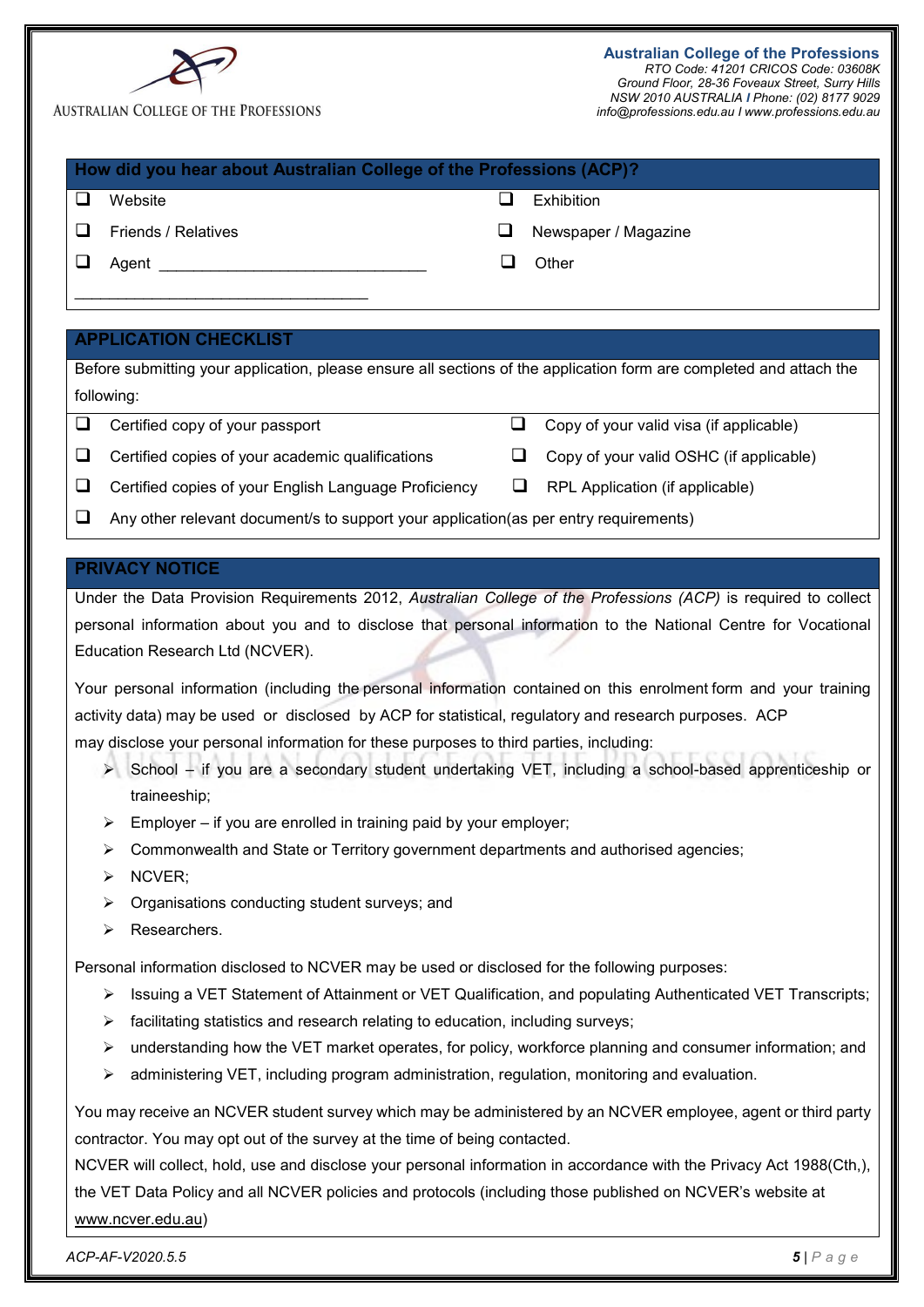**Australian College of the Professions**
*RTO Code: 41201 CRICOS Code: 03608K*
*Ground Floor, 28-36 Foveaux Street, Surry Hills*
*NSW 2010 AUSTRALIA I Phone: (02) 8177 9029*
*info@professions.edu.au I www.professions.edu.au*

## How did you hear about Australian College of the Professions (ACP)?

- ❑ Website
- ❑ Friends / Relatives
- ❑ Agent ______________________________
- ❑ Exhibition
- ❑ Newspaper / Magazine
- ❑ Other

__________________________________

## APPLICATION CHECKLIST

Before submitting your application, please ensure all sections of the application form are completed and attach the following:

- ❑ Certified copy of your passport
- ❑ Certified copies of your academic qualifications
- ❑ Certified copies of your English Language Proficiency
- ❑ Copy of your valid visa (if applicable)
- ❑ Copy of your valid OSHC (if applicable)
- ❑ RPL Application (if applicable)
- ❑ Any other relevant document/s to support your application(as per entry requirements)

## PRIVACY NOTICE

Under the Data Provision Requirements 2012, *Australian College of the Professions (ACP)* is required to collect personal information about you and to disclose that personal information to the National Centre for Vocational Education Research Ltd (NCVER).

Your personal information (including the personal information contained on this enrolment form and your training activity data) may be used or disclosed by ACP for statistical, regulatory and research purposes. ACP may disclose your personal information for these purposes to third parties, including:

- School – if you are a secondary student undertaking VET, including a school-based apprenticeship or traineeship;
- Employer – if you are enrolled in training paid by your employer;
- Commonwealth and State or Territory government departments and authorised agencies;
- NCVER;
- Organisations conducting student surveys; and
- Researchers.

Personal information disclosed to NCVER may be used or disclosed for the following purposes:

- Issuing a VET Statement of Attainment or VET Qualification, and populating Authenticated VET Transcripts;
- facilitating statistics and research relating to education, including surveys;
- understanding how the VET market operates, for policy, workforce planning and consumer information; and
- administering VET, including program administration, regulation, monitoring and evaluation.

You may receive an NCVER student survey which may be administered by an NCVER employee, agent or third party contractor. You may opt out of the survey at the time of being contacted.

NCVER will collect, hold, use and disclose your personal information in accordance with the Privacy Act 1988(Cth,), the VET Data Policy and all NCVER policies and protocols (including those published on NCVER's website at www.ncver.edu.au)

ACP-AF-V2020.5.5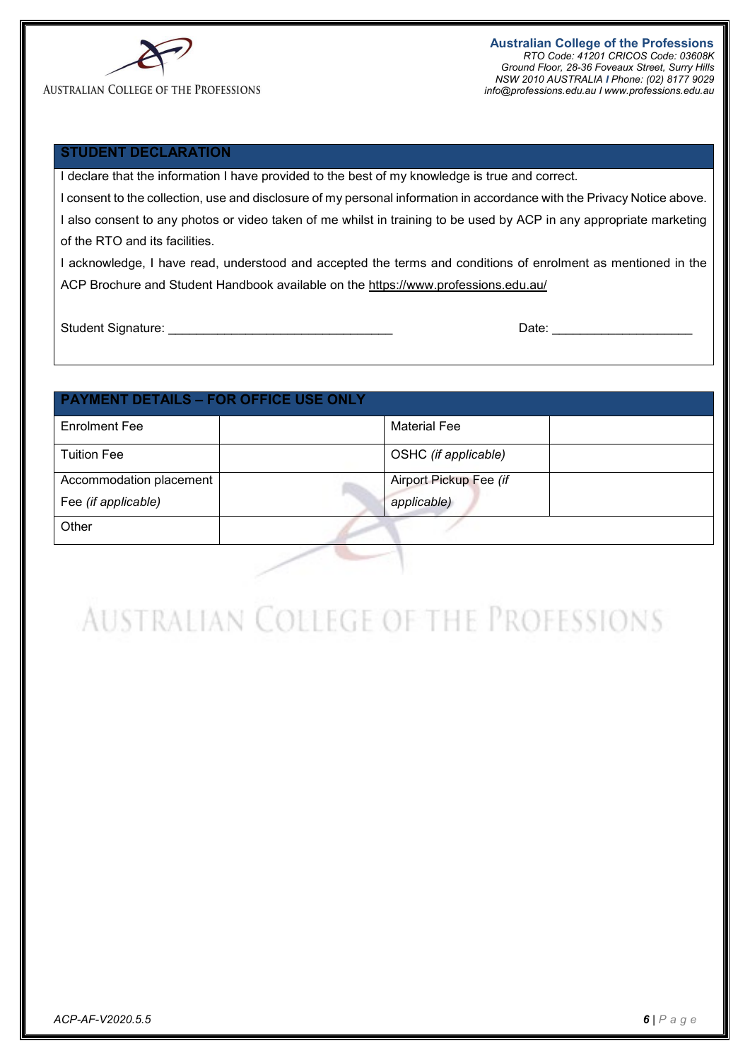## STUDENT DECLARATION

I declare that the information I have provided to the best of my knowledge is true and correct.

I consent to the collection, use and disclosure of my personal information in accordance with the Privacy Notice above. I also consent to any photos or video taken of me whilst in training to be used by ACP in any appropriate marketing of the RTO and its facilities.

I acknowledge, I have read, understood and accepted the terms and conditions of enrolment as mentioned in the ACP Brochure and Student Handbook available on the https://www.professions.edu.au/

Student Signature: ________________________________ Date: ____________________

## PAYMENT DETAILS – FOR OFFICE USE ONLY

| | | | |
|---|---|---|---|
| Enrolment Fee | | Material Fee | |
| Tuition Fee | | OSHC *(if applicable)* | |
| Accommodation placement Fee *(if applicable)* | | Airport Pickup Fee *(if applicable)* | |
| Other | | | |